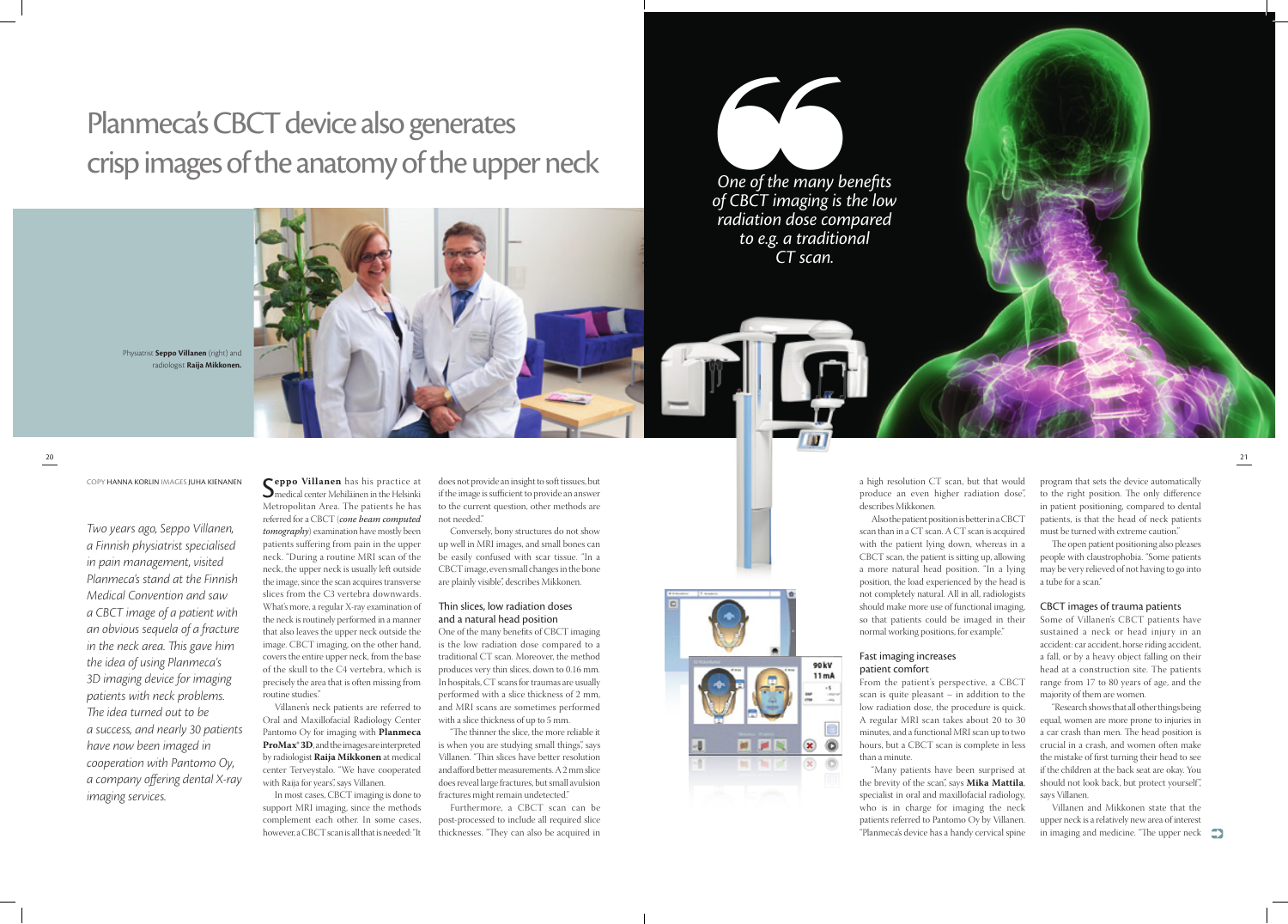# Planmeca's CBCT device also generates crisp images of the anatomy of the upper neck

Physiatrist **Seppo Villanen** (right) and radiologist **Raija Mikkonen.**

COPY HANNA KORLIN IMAGES JUHA KIENANEN

*Two years ago, Seppo Villanen, a Finnish physiatrist specialised in pain management, visited Planmeca's stand at the Finnish Medical Convention and saw a CBCT image of a patient with an obvious sequela of a fracture in the neck area. This gave him the idea of using Planmeca's 3D imaging device for imaging patients with neck problems. The idea turned out to be a success, and nearly 30 patients have now been imaged in cooperation with Pantomo Oy, a company offering dental X-ray imaging services.*

**Seppo Villanen** has his practice at medical center Mehiläinen in the Helsinki Metropolitan Area. The patients he has referred for a CBCT (***cone beam computed tomography***) examination have mostly been patients suffering from pain in the upper neck. "During a routine MRI scan of the neck, the upper neck is usually left outside the image, since the scan acquires transverse slices from the C3 vertebra downwards. What's more, a regular X-ray examination of the neck is routinely performed in a manner that also leaves the upper neck outside the image. CBCT imaging, on the other hand, covers the entire upper neck, from the base of the skull to the C4 vertebra, which is precisely the area that is often missing from routine studies."

Villanen's neck patients are referred to Oral and Maxillofacial Radiology Center Pantomo Oy for imaging with **Planmeca ProMax® 3D**, and the images are interpreted by radiologist **Raija Mikkonen** at medical center Terveystalo. "We have cooperated with Raija for years", says Villanen.

In most cases, CBCT imaging is done to support MRI imaging, since the methods complement each other. In some cases, however, a CBCT scan is all that is needed: "It does not provide an insight to soft tissues, but if the image is sufficient to provide an answer to the current question, other methods are not needed."

Conversely, bony structures do not show up well in MRI images, and small bones can be easily confused with scar tissue. "In a CBCT image, even small changes in the bone are plainly visible", describes Mikkonen.

## Thin slices, low radiation doses and a natural head position

One of the many benefits of CBCT imaging is the low radiation dose compared to a traditional CT scan. Moreover, the method produces very thin slices, down to 0.16 mm. In hospitals, CT scans for traumas are usually performed with a slice thickness of 2 mm, and MRI scans are sometimes performed with a slice thickness of up to 5 mm.

"The thinner the slice, the more reliable it is when you are studying small things", says Villanen. "Thin slices have better resolution and afford better measurements. A 2 mm slice does reveal large fractures, but small avulsion fractures might remain undetected."

Furthermore, a CBCT scan can be post-processed to include all required slice thicknesses. "They can also be acquired in a high resolution CT scan, but that would produce an even higher radiation dose", describes Mikkonen.

> *One of the many benefits of CBCT imaging is the low radiation dose compared to e.g. a traditional CT scan.*

Also the patient position is better in a CBCT scan than in a CT scan. A CT scan is acquired with the patient lying down, whereas in a CBCT scan, the patient is sitting up, allowing a more natural head position. "In a lying position, the load experienced by the head is not completely natural. All in all, radiologists should make more use of functional imaging, so that patients could be imaged in their normal working positions, for example."

## Fast imaging increases patient comfort

From the patient's perspective, a CBCT scan is quite pleasant – in addition to the low radiation dose, the procedure is quick. A regular MRI scan takes about 20 to 30 minutes, and a functional MRI scan up to two hours, but a CBCT scan is complete in less than a minute.

"Many patients have been surprised at the brevity of the scan", says **Mika Mattila**, specialist in oral and maxillofacial radiology, who is in charge for imaging the neck patients referred to Pantomo Oy by Villanen. "Planmeca's device has a handy cervical spine program that sets the device automatically to the right position. The only difference in patient positioning, compared to dental patients, is that the head of neck patients must be turned with extreme caution."

The open patient positioning also pleases people with claustrophobia. "Some patients may be very relieved of not having to go into a tube for a scan."

## CBCT images of trauma patients

Some of Villanen's CBCT patients have sustained a neck or head injury in an accident: car accident, horse riding accident, a fall, or by a heavy object falling on their head at a construction site. The patients range from 17 to 80 years of age, and the majority of them are women.

"Research shows that all other things being equal, women are more prone to injuries in a car crash than men. The head position is crucial in a crash, and women often make the mistake of first turning their head to see if the children at the back seat are okay. You should not look back, but protect yourself", says Villanen.

Villanen and Mikkonen state that the upper neck is a relatively new area of interest in imaging and medicine. "The upper neck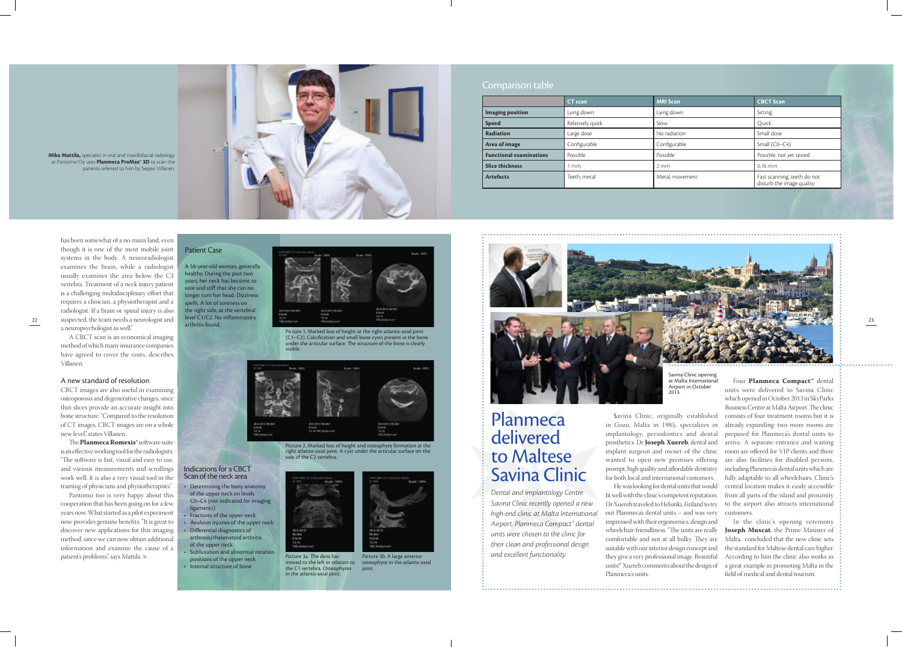Mika Mattila, specialist in oral and maxillofacial radiology at Pantomo Oy uses **Planmeca ProMax® 3D** to scan the patients referred to him by Seppo Villanen.

## Comparison table

| | CT scan | MRI Scan | CBCT Scan |
|---|---|---|---|
| **Imaging position** | Lying down | Lying down | Sitting |
| **Speed** | Relatively quick | Slow | Quick |
| **Radiation** | Large dose | No radiation | Small dose |
| **Area of image** | Configurable | Configurable | Small (C0–C4) |
| **Functional examinations** | Possible | Possible | Possible, not yet tested |
| **Slice thickness** | 1 mm | 2 mm | 0,16 mm |
| **Artefacts** | Teeth, metal | Metal, movement | Fast scanning, teeth do not disturb the image quality |

has been somewhat of a no-man's land, even though it is one of the most mobile joint systems in the body. A neuroradiologist examines the brain, while a radiologist usually examines the area below the C3 vertebra. Treatment of a neck injury patient is a challenging multidisciplinary effort that requires a clinician, a physiotherapist and a radiologist. If a brain or spinal injury is also suspected, the team needs a neurologist and a neuropsychologist as well."

A CBCT scan is an economical imaging method of which many insurance companies have agreed to cover the costs, describes Villanen.

### A new standard of resolution

CBCT images are also useful in examining osteoporosis and degenerative changes, since thin slices provide an accurate insight into bone structure. "Compared to the resolution of CT images, CBCT images are on a whole new level", states Villanen.

The **Planmeca Romexis®** software suite is an effective working tool for the radiologists: "The software is fast, visual and easy to use, and various measurements and scrollings work well. It is also a very visual tool in the training of physicians and physiotherapists."

Pantomo too is very happy about this cooperation that has been going on for a few years now. What started as a pilot experiment now provides genuine benefits. "It is great to discover new applications for this imaging method, since we can now obtain additional information and examine the cause of a patient's problems", says Mattila.

### Patient Case

A 58-year-old woman, generally healthy. During the past two years, her neck has become so sore and stiff that she can no longer turn her head. Dizziness spells. A lot of soreness on the right side, at the vertebral level C1/C2. No inflammatory arthritis found.

Picture 1. Marked loss of height at the right atlanto-axial joint (C1–C2). Calcification and small bone cysts present in the bone under the articular surface. The structure of the bone is clearly visible.

Picture 2. Marked loss of height and osteophyte formation at the right atlanto-axial joint. A cyst under the articular surface on the side of the C2 vertebra.

### Indications for a CBCT Scan of the neck area

- Determining the bony anatomy of the upper neck on levels C0–C4 (not indicated for imaging ligaments)
- Fractures of the upper neck
- Avulsion injuries of the upper neck
- Differential diagnostics of arthrosis/rheumatoid arthritis of the upper neck
- Subluxation and abnormal rotation positions of the upper neck
- Internal structure of bone

Picture 3a. The dens has moved to the left in relation to the C1 vertebra. Osteophytes in the atlanto-axial joint.

Picture 3b. A large anterior osteophyte in the atlanto-axial joint.

Savina Clinic opening at Malta International Airport in October 2013.

# Planmeca delivered to Maltese Savina Clinic

*Dental and Implantology Centre Savina Clinic recently opened a new high-end clinic at Malta International Airport. Planmeca Compact™ dental units were chosen to the clinic for their clean and professional design and excellent functionality.*

Savina Clinic, originally established in Gozo, Malta in 1985, specializes in implantology, periodontics and dental prosthetics. Dr **Joseph Xuereb**, dental and implant surgeon and owner of the clinic wanted to open new premises offering prompt, high quality and affordable dentistry for both local and international customers.

He was looking for dental units that would fit well with the clinic's competent reputation. Dr Xuereb traveled to Helsinki, Finland to try out Planmeca's dental units – and was very impressed with their ergonomics, design and wheelchair-friendliness. "The units are really comfortable and not at all bulky. They are suitable with our interior design concept and they give a very professional image. Beautiful units!" Xuereb comments about the design of Planmeca's units.

Four **Planmeca Compact™** dental units were delivered to Savina Clinic which opened in October 2013 in SkyParks Business Centre at Malta Airport. The clinic consists of four treatment rooms but it is already expanding: two more rooms are prepared for Planmeca's dental units to arrive. A separate entrance and waiting room are offered for VIP clients and there are also facilities for disabled persons, including Planmeca's dental units which are fully adaptable to all wheelchairs. Clinic's central location makes it easily accessible from all parts of the island and proximity to the airport also attracts international customers.

In the clinic's opening ceremony **Joseph Muscat**, the Prime Minister of Malta, concluded that the new clinic sets the standard for Maltese dental care higher. According to him the clinic also works as a great example in promoting Malta in the field of medical and dental tourism.